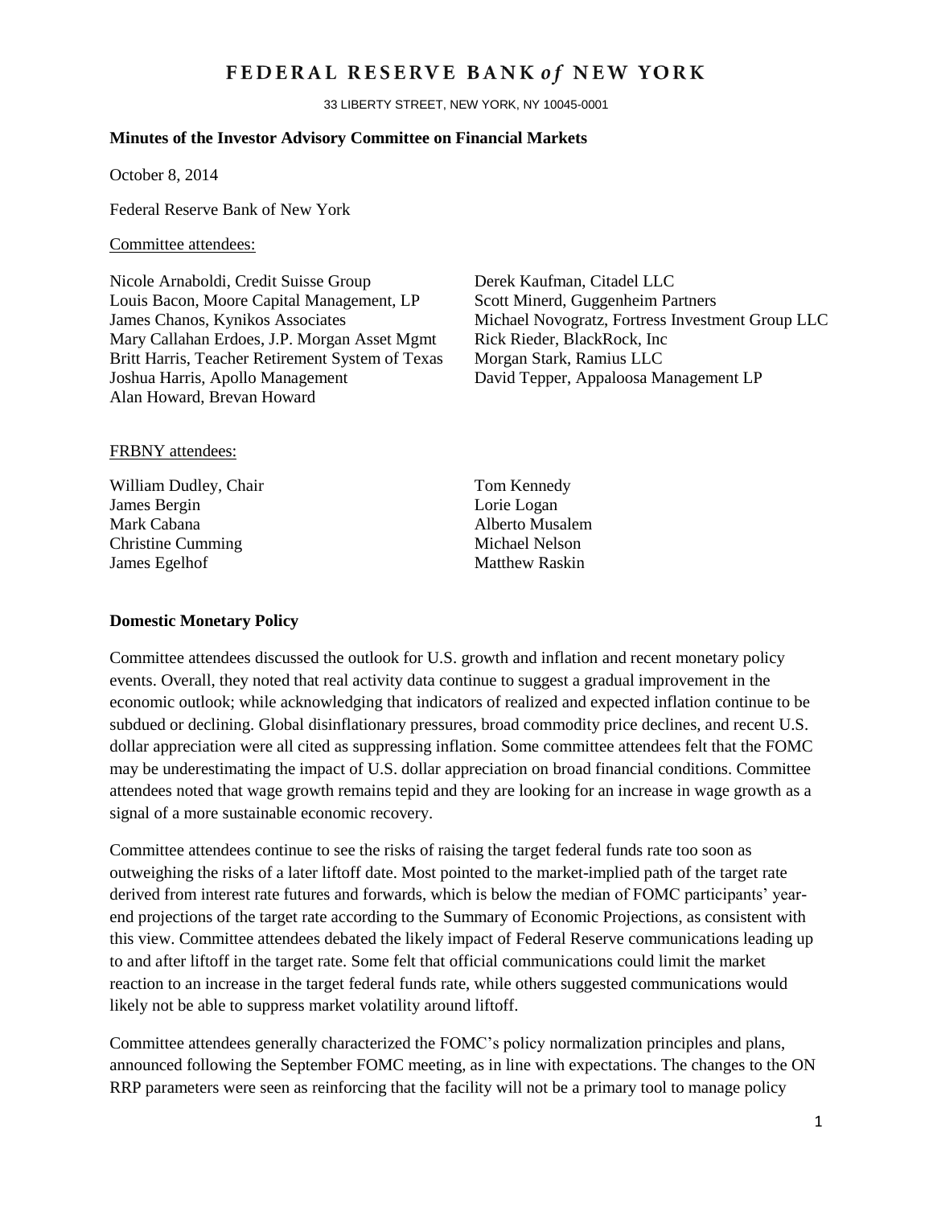# FEDERAL RESERVE BANK *of* NEW YORK

33 LIBERTY STREET, NEW YORK, NY 10045-0001

**Minutes of the Investor Advisory Committee on Financial Markets**

October 8, 2014

Federal Reserve Bank of New York

Committee attendees:

Nicole Arnaboldi, Credit Suisse Group
Louis Bacon, Moore Capital Management, LP
James Chanos, Kynikos Associates
Mary Callahan Erdoes, J.P. Morgan Asset Mgmt
Britt Harris, Teacher Retirement System of Texas
Joshua Harris, Apollo Management
Alan Howard, Brevan Howard
Derek Kaufman, Citadel LLC
Scott Minerd, Guggenheim Partners
Michael Novogratz, Fortress Investment Group LLC
Rick Rieder, BlackRock, Inc
Morgan Stark, Ramius LLC
David Tepper, Appaloosa Management LP

FRBNY attendees:

William Dudley, Chair
James Bergin
Mark Cabana
Christine Cumming
James Egelhof
Tom Kennedy
Lorie Logan
Alberto Musalem
Michael Nelson
Matthew Raskin

## Domestic Monetary Policy

Committee attendees discussed the outlook for U.S. growth and inflation and recent monetary policy events. Overall, they noted that real activity data continue to suggest a gradual improvement in the economic outlook; while acknowledging that indicators of realized and expected inflation continue to be subdued or declining. Global disinflationary pressures, broad commodity price declines, and recent U.S. dollar appreciation were all cited as suppressing inflation. Some committee attendees felt that the FOMC may be underestimating the impact of U.S. dollar appreciation on broad financial conditions. Committee attendees noted that wage growth remains tepid and they are looking for an increase in wage growth as a signal of a more sustainable economic recovery.

Committee attendees continue to see the risks of raising the target federal funds rate too soon as outweighing the risks of a later liftoff date. Most pointed to the market-implied path of the target rate derived from interest rate futures and forwards, which is below the median of FOMC participants' year-end projections of the target rate according to the Summary of Economic Projections, as consistent with this view. Committee attendees debated the likely impact of Federal Reserve communications leading up to and after liftoff in the target rate. Some felt that official communications could limit the market reaction to an increase in the target federal funds rate, while others suggested communications would likely not be able to suppress market volatility around liftoff.

Committee attendees generally characterized the FOMC's policy normalization principles and plans, announced following the September FOMC meeting, as in line with expectations. The changes to the ON RRP parameters were seen as reinforcing that the facility will not be a primary tool to manage policy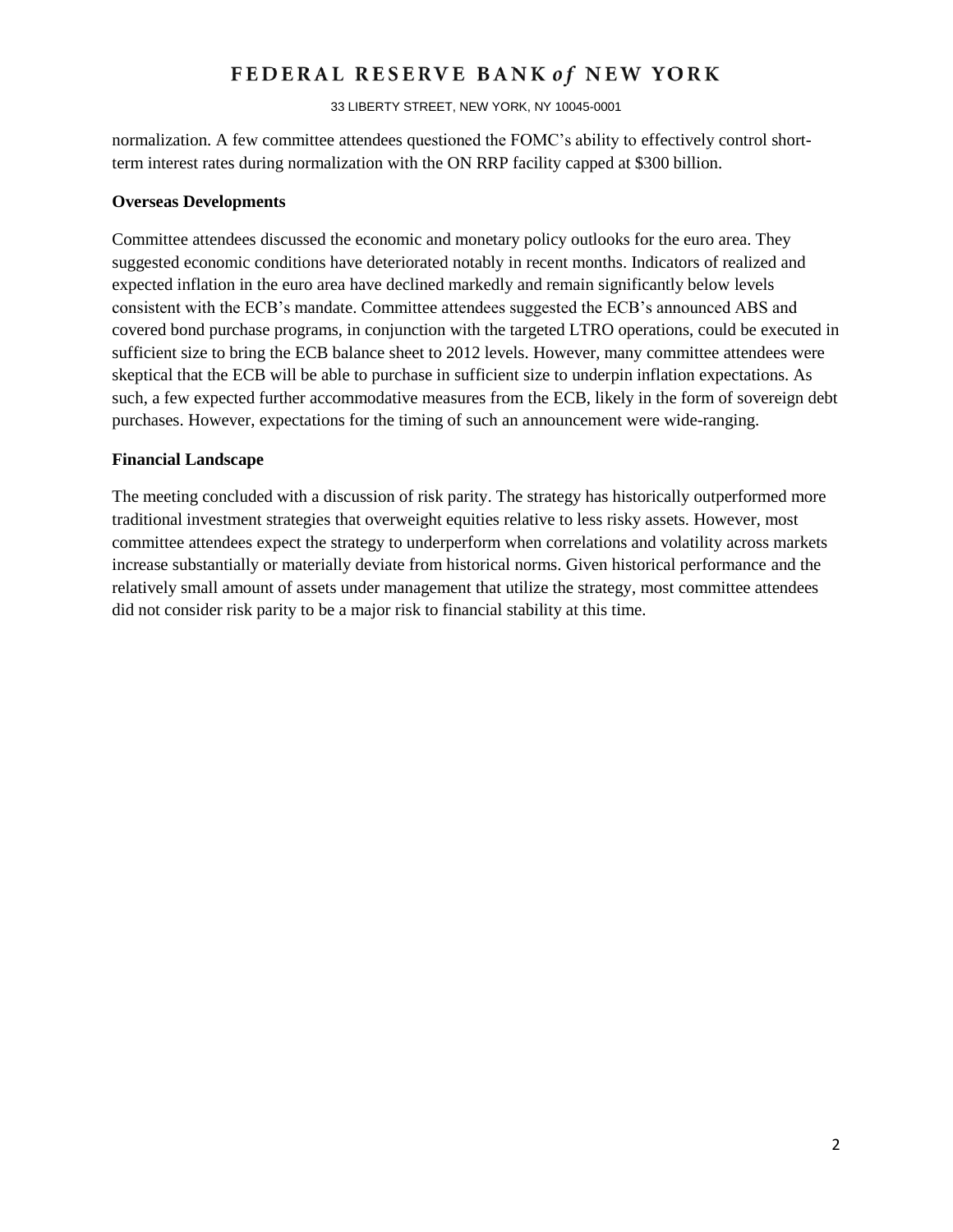normalization. A few committee attendees questioned the FOMC's ability to effectively control short-term interest rates during normalization with the ON RRP facility capped at $300 billion.

**Overseas Developments**

Committee attendees discussed the economic and monetary policy outlooks for the euro area. They suggested economic conditions have deteriorated notably in recent months. Indicators of realized and expected inflation in the euro area have declined markedly and remain significantly below levels consistent with the ECB's mandate. Committee attendees suggested the ECB's announced ABS and covered bond purchase programs, in conjunction with the targeted LTRO operations, could be executed in sufficient size to bring the ECB balance sheet to 2012 levels. However, many committee attendees were skeptical that the ECB will be able to purchase in sufficient size to underpin inflation expectations. As such, a few expected further accommodative measures from the ECB, likely in the form of sovereign debt purchases. However, expectations for the timing of such an announcement were wide-ranging.

**Financial Landscape**

The meeting concluded with a discussion of risk parity. The strategy has historically outperformed more traditional investment strategies that overweight equities relative to less risky assets. However, most committee attendees expect the strategy to underperform when correlations and volatility across markets increase substantially or materially deviate from historical norms. Given historical performance and the relatively small amount of assets under management that utilize the strategy, most committee attendees did not consider risk parity to be a major risk to financial stability at this time.